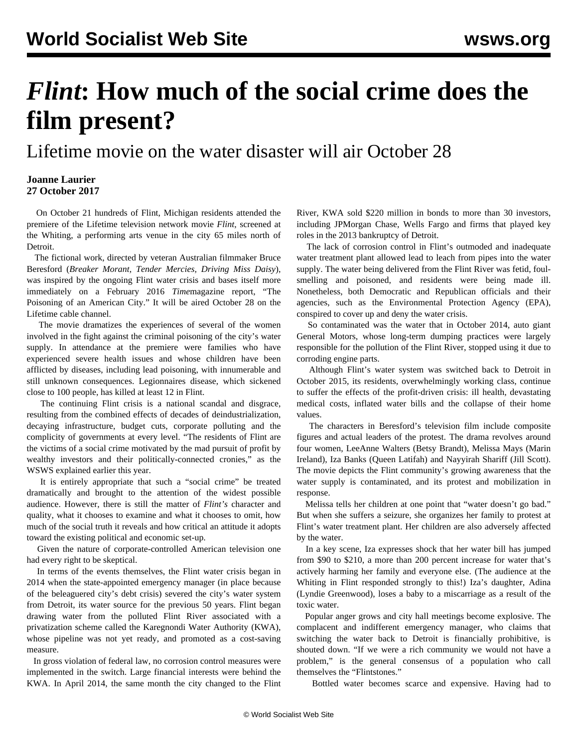# *Flint*: How much of the social crime does the film present?

## Lifetime movie on the water disaster will air October 28

**Joanne Laurier**
**27 October 2017**

On October 21 hundreds of Flint, Michigan residents attended the premiere of the Lifetime television network movie *Flint*, screened at the Whiting, a performing arts venue in the city 65 miles north of Detroit.

The fictional work, directed by veteran Australian filmmaker Bruce Beresford (*Breaker Morant, Tender Mercies, Driving Miss Daisy*), was inspired by the ongoing Flint water crisis and bases itself more immediately on a February 2016 *Time*magazine report, "The Poisoning of an American City." It will be aired October 28 on the Lifetime cable channel.

The movie dramatizes the experiences of several of the women involved in the fight against the criminal poisoning of the city's water supply. In attendance at the premiere were families who have experienced severe health issues and whose children have been afflicted by diseases, including lead poisoning, with innumerable and still unknown consequences. Legionnaires disease, which sickened close to 100 people, has killed at least 12 in Flint.

The continuing Flint crisis is a national scandal and disgrace, resulting from the combined effects of decades of deindustrialization, decaying infrastructure, budget cuts, corporate polluting and the complicity of governments at every level. "The residents of Flint are the victims of a social crime motivated by the mad pursuit of profit by wealthy investors and their politically-connected cronies," as the WSWS explained earlier this year.

It is entirely appropriate that such a "social crime" be treated dramatically and brought to the attention of the widest possible audience. However, there is still the matter of *Flint's* character and quality, what it chooses to examine and what it chooses to omit, how much of the social truth it reveals and how critical an attitude it adopts toward the existing political and economic set-up.

Given the nature of corporate-controlled American television one had every right to be skeptical.

In terms of the events themselves, the Flint water crisis began in 2014 when the state-appointed emergency manager (in place because of the beleaguered city's debt crisis) severed the city's water system from Detroit, its water source for the previous 50 years. Flint began drawing water from the polluted Flint River associated with a privatization scheme called the Karegnondi Water Authority (KWA), whose pipeline was not yet ready, and promoted as a cost-saving measure.

In gross violation of federal law, no corrosion control measures were implemented in the switch. Large financial interests were behind the KWA. In April 2014, the same month the city changed to the Flint River, KWA sold $220 million in bonds to more than 30 investors, including JPMorgan Chase, Wells Fargo and firms that played key roles in the 2013 bankruptcy of Detroit.

The lack of corrosion control in Flint's outmoded and inadequate water treatment plant allowed lead to leach from pipes into the water supply. The water being delivered from the Flint River was fetid, foul-smelling and poisoned, and residents were being made ill. Nonetheless, both Democratic and Republican officials and their agencies, such as the Environmental Protection Agency (EPA), conspired to cover up and deny the water crisis.

So contaminated was the water that in October 2014, auto giant General Motors, whose long-term dumping practices were largely responsible for the pollution of the Flint River, stopped using it due to corroding engine parts.

Although Flint's water system was switched back to Detroit in October 2015, its residents, overwhelmingly working class, continue to suffer the effects of the profit-driven crisis: ill health, devastating medical costs, inflated water bills and the collapse of their home values.

The characters in Beresford's television film include composite figures and actual leaders of the protest. The drama revolves around four women, LeeAnne Walters (Betsy Brandt), Melissa Mays (Marin Ireland), Iza Banks (Queen Latifah) and Nayyirah Shariff (Jill Scott). The movie depicts the Flint community's growing awareness that the water supply is contaminated, and its protest and mobilization in response.

Melissa tells her children at one point that "water doesn't go bad." But when she suffers a seizure, she organizes her family to protest at Flint's water treatment plant. Her children are also adversely affected by the water.

In a key scene, Iza expresses shock that her water bill has jumped from $90 to $210, a more than 200 percent increase for water that's actively harming her family and everyone else. (The audience at the Whiting in Flint responded strongly to this!) Iza's daughter, Adina (Lyndie Greenwood), loses a baby to a miscarriage as a result of the toxic water.

Popular anger grows and city hall meetings become explosive. The complacent and indifferent emergency manager, who claims that switching the water back to Detroit is financially prohibitive, is shouted down. "If we were a rich community we would not have a problem," is the general consensus of a population who call themselves the "Flintstones."

Bottled water becomes scarce and expensive. Having had to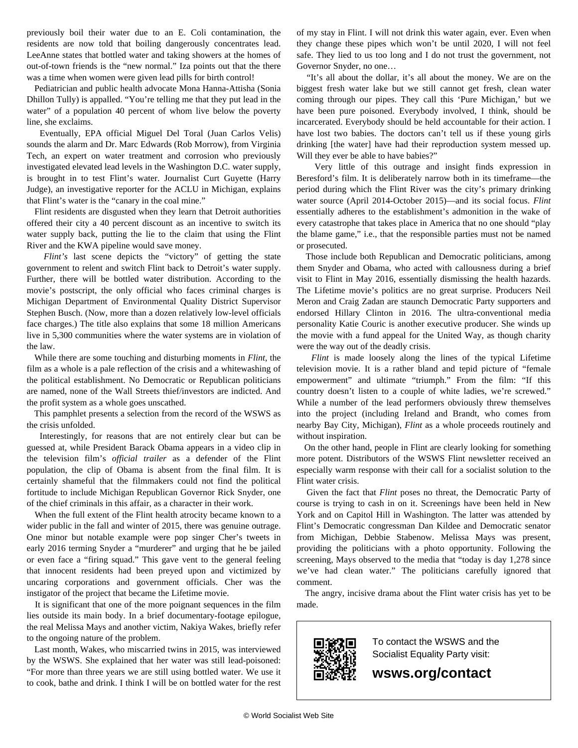previously boil their water due to an E. Coli contamination, the residents are now told that boiling dangerously concentrates lead. LeeAnne states that bottled water and taking showers at the homes of out-of-town friends is the "new normal." Iza points out that the there was a time when women were given lead pills for birth control!

Pediatrician and public health advocate Mona Hanna-Attisha (Sonia Dhillon Tully) is appalled. "You're telling me that they put lead in the water" of a population 40 percent of whom live below the poverty line, she exclaims.

Eventually, EPA official Miguel Del Toral (Juan Carlos Velis) sounds the alarm and Dr. Marc Edwards (Rob Morrow), from Virginia Tech, an expert on water treatment and corrosion who previously investigated elevated lead levels in the Washington D.C. water supply, is brought in to test Flint's water. Journalist Curt Guyette (Harry Judge), an investigative reporter for the ACLU in Michigan, explains that Flint's water is the "canary in the coal mine."

Flint residents are disgusted when they learn that Detroit authorities offered their city a 40 percent discount as an incentive to switch its water supply back, putting the lie to the claim that using the Flint River and the KWA pipeline would save money.

*Flint's* last scene depicts the "victory" of getting the state government to relent and switch Flint back to Detroit's water supply. Further, there will be bottled water distribution. According to the movie's postscript, the only official who faces criminal charges is Michigan Department of Environmental Quality District Supervisor Stephen Busch. (Now, more than a dozen relatively low-level officials face charges.) The title also explains that some 18 million Americans live in 5,300 communities where the water systems are in violation of the law.

While there are some touching and disturbing moments in *Flint*, the film as a whole is a pale reflection of the crisis and a whitewashing of the political establishment. No Democratic or Republican politicians are named, none of the Wall Streets thief/investors are indicted. And the profit system as a whole goes unscathed.

This pamphlet presents a selection from the record of the WSWS as the crisis unfolded.

Interestingly, for reasons that are not entirely clear but can be guessed at, while President Barack Obama appears in a video clip in the television film's *official trailer* as a defender of the Flint population, the clip of Obama is absent from the final film. It is certainly shameful that the filmmakers could not find the political fortitude to include Michigan Republican Governor Rick Snyder, one of the chief criminals in this affair, as a character in their work.

When the full extent of the Flint health atrocity became known to a wider public in the fall and winter of 2015, there was genuine outrage. One minor but notable example were pop singer Cher's tweets in early 2016 terming Snyder a "murderer" and urging that he be jailed or even face a "firing squad." This gave vent to the general feeling that innocent residents had been preyed upon and victimized by uncaring corporations and government officials. Cher was the instigator of the project that became the Lifetime movie.

It is significant that one of the more poignant sequences in the film lies outside its main body. In a brief documentary-footage epilogue, the real Melissa Mays and another victim, Nakiya Wakes, briefly refer to the ongoing nature of the problem.

Last month, Wakes, who miscarried twins in 2015, was interviewed by the WSWS. She explained that her water was still lead-poisoned: "For more than three years we are still using bottled water. We use it to cook, bathe and drink. I think I will be on bottled water for the rest of my stay in Flint. I will not drink this water again, ever. Even when they change these pipes which won't be until 2020, I will not feel safe. They lied to us too long and I do not trust the government, not Governor Snyder, no one…

"It's all about the dollar, it's all about the money. We are on the biggest fresh water lake but we still cannot get fresh, clean water coming through our pipes. They call this 'Pure Michigan,' but we have been pure poisoned. Everybody involved, I think, should be incarcerated. Everybody should be held accountable for their action. I have lost two babies. The doctors can't tell us if these young girls drinking [the water] have had their reproduction system messed up. Will they ever be able to have babies?"

Very little of this outrage and insight finds expression in Beresford's film. It is deliberately narrow both in its timeframe—the period during which the Flint River was the city's primary drinking water source (April 2014-October 2015)—and its social focus. *Flint* essentially adheres to the establishment's admonition in the wake of every catastrophe that takes place in America that no one should "play the blame game," i.e., that the responsible parties must not be named or prosecuted.

Those include both Republican and Democratic politicians, among them Snyder and Obama, who acted with callousness during a brief visit to Flint in May 2016, essentially dismissing the health hazards. The Lifetime movie's politics are no great surprise. Producers Neil Meron and Craig Zadan are staunch Democratic Party supporters and endorsed Hillary Clinton in 2016. The ultra-conventional media personality Katie Couric is another executive producer. She winds up the movie with a fund appeal for the United Way, as though charity were the way out of the deadly crisis.

*Flint* is made loosely along the lines of the typical Lifetime television movie. It is a rather bland and tepid picture of "female empowerment" and ultimate "triumph." From the film: "If this country doesn't listen to a couple of white ladies, we're screwed." While a number of the lead performers obviously threw themselves into the project (including Ireland and Brandt, who comes from nearby Bay City, Michigan), *Flint* as a whole proceeds routinely and without inspiration.

On the other hand, people in Flint are clearly looking for something more potent. Distributors of the WSWS Flint newsletter received an especially warm response with their call for a socialist solution to the Flint water crisis.

Given the fact that *Flint* poses no threat, the Democratic Party of course is trying to cash in on it. Screenings have been held in New York and on Capitol Hill in Washington. The latter was attended by Flint's Democratic congressman Dan Kildee and Democratic senator from Michigan, Debbie Stabenow. Melissa Mays was present, providing the politicians with a photo opportunity. Following the screening, Mays observed to the media that "today is day 1,278 since we've had clean water." The politicians carefully ignored that comment.

The angry, incisive drama about the Flint water crisis has yet to be made.

To contact the WSWS and the Socialist Equality Party visit:

**wsws.org/contact**